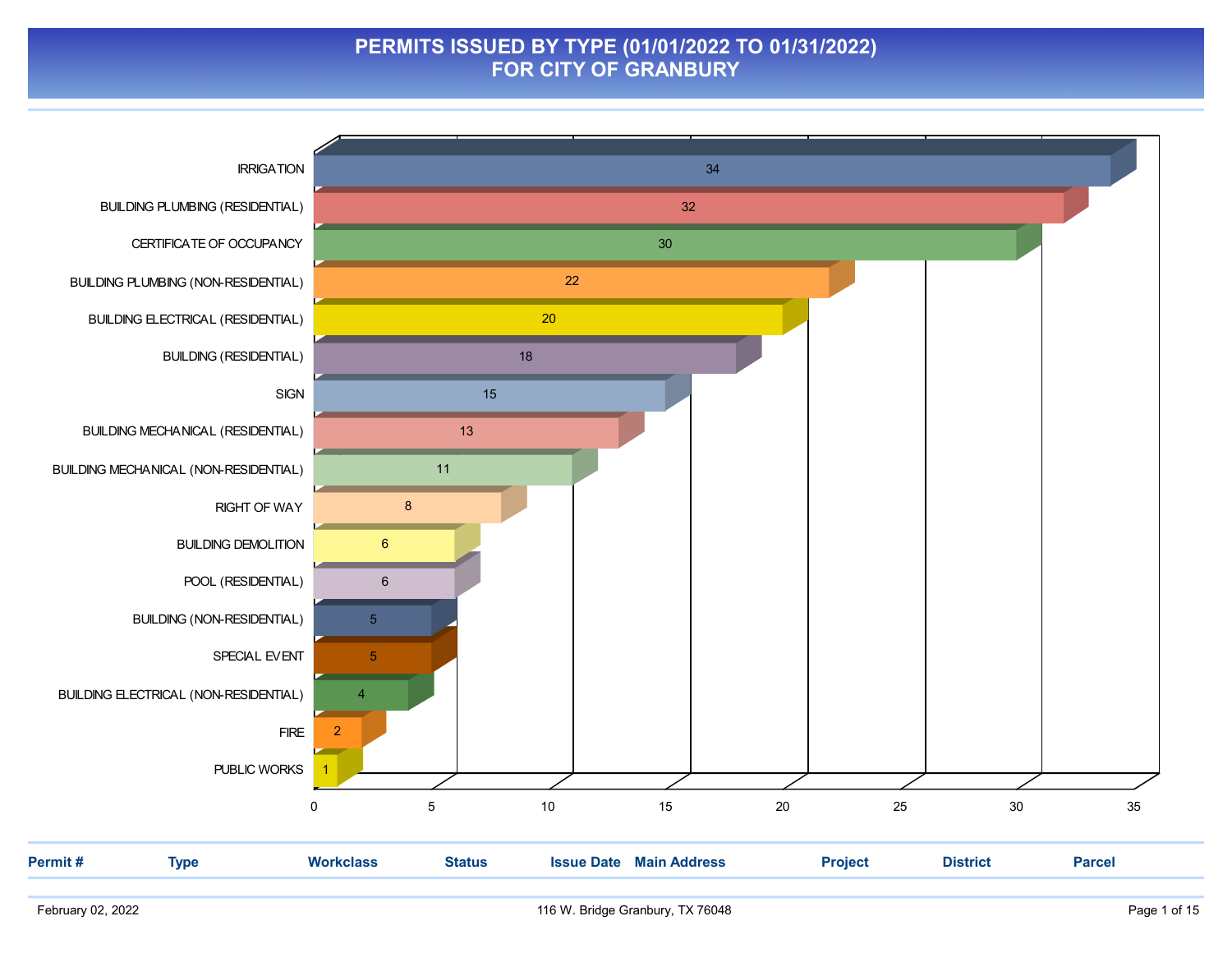# PERMITS ISSUED BY TYPE (01/01/2022 TO 01/31/2022)
## FOR CITY OF GRANBURY

| Type | Count |
|---|---|
| IRRIGATION | 34 |
| BUILDING PLUMBING (RESIDENTIAL) | 32 |
| CERTIFICATE OF OCCUPANCY | 30 |
| BUILDING PLUMBING (NON-RESIDENTIAL) | 22 |
| BUILDING ELECTRICAL (RESIDENTIAL) | 20 |
| BUILDING (RESIDENTIAL) | 18 |
| SIGN | 15 |
| BUILDING MECHANICAL (RESIDENTIAL) | 13 |
| BUILDING MECHANICAL (NON-RESIDENTIAL) | 11 |
| RIGHT OF WAY | 8 |
| BUILDING DEMOLITION | 6 |
| POOL (RESIDENTIAL) | 6 |
| BUILDING (NON-RESIDENTIAL) | 5 |
| SPECIAL EVENT | 5 |
| BUILDING ELECTRICAL (NON-RESIDENTIAL) | 4 |
| FIRE | 2 |
| PUBLIC WORKS | 1 |

| Permit # | Type | Workclass | Status | Issue Date | Main Address | Project | District | Parcel |
|---|---|---|---|---|---|---|---|---|

February 02, 2022 116 W. Bridge Granbury, TX 76048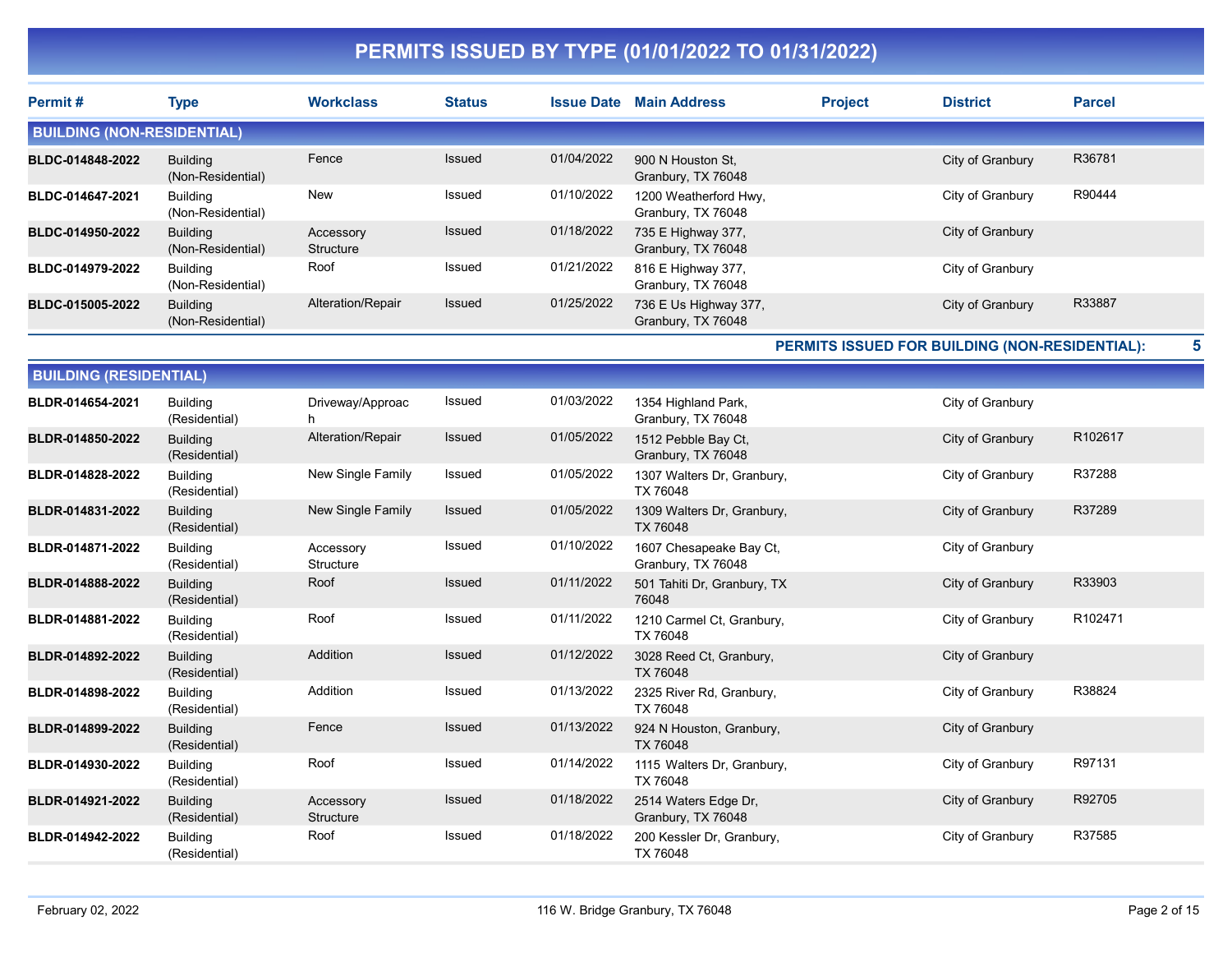# PERMITS ISSUED BY TYPE (01/01/2022 TO 01/31/2022)

## BUILDING (NON-RESIDENTIAL)

| Permit # | Type | Workclass | Status | Issue Date | Main Address | Project | District | Parcel |
|---|---|---|---|---|---|---|---|---|
| BLDC-014848-2022 | Building (Non-Residential) | Fence | Issued | 01/04/2022 | 900 N Houston St, Granbury, TX 76048 | | City of Granbury | R36781 |
| BLDC-014647-2021 | Building (Non-Residential) | New | Issued | 01/10/2022 | 1200 Weatherford Hwy, Granbury, TX 76048 | | City of Granbury | R90444 |
| BLDC-014950-2022 | Building (Non-Residential) | Accessory Structure | Issued | 01/18/2022 | 735 E Highway 377, Granbury, TX 76048 | | City of Granbury | |
| BLDC-014979-2022 | Building (Non-Residential) | Roof | Issued | 01/21/2022 | 816 E Highway 377, Granbury, TX 76048 | | City of Granbury | |
| BLDC-015005-2022 | Building (Non-Residential) | Alteration/Repair | Issued | 01/25/2022 | 736 E Us Highway 377, Granbury, TX 76048 | | City of Granbury | R33887 |

**PERMITS ISSUED FOR BUILDING (NON-RESIDENTIAL): 5**

## BUILDING (RESIDENTIAL)

| Permit # | Type | Workclass | Status | Issue Date | Main Address | Project | District | Parcel |
|---|---|---|---|---|---|---|---|---|
| BLDR-014654-2021 | Building (Residential) | Driveway/Approach | Issued | 01/03/2022 | 1354 Highland Park, Granbury, TX 76048 | | City of Granbury | |
| BLDR-014850-2022 | Building (Residential) | Alteration/Repair | Issued | 01/05/2022 | 1512 Pebble Bay Ct, Granbury, TX 76048 | | City of Granbury | R102617 |
| BLDR-014828-2022 | Building (Residential) | New Single Family | Issued | 01/05/2022 | 1307 Walters Dr, Granbury, TX 76048 | | City of Granbury | R37288 |
| BLDR-014831-2022 | Building (Residential) | New Single Family | Issued | 01/05/2022 | 1309 Walters Dr, Granbury, TX 76048 | | City of Granbury | R37289 |
| BLDR-014871-2022 | Building (Residential) | Accessory Structure | Issued | 01/10/2022 | 1607 Chesapeake Bay Ct, Granbury, TX 76048 | | City of Granbury | |
| BLDR-014888-2022 | Building (Residential) | Roof | Issued | 01/11/2022 | 501 Tahiti Dr, Granbury, TX 76048 | | City of Granbury | R33903 |
| BLDR-014881-2022 | Building (Residential) | Roof | Issued | 01/11/2022 | 1210 Carmel Ct, Granbury, TX 76048 | | City of Granbury | R102471 |
| BLDR-014892-2022 | Building (Residential) | Addition | Issued | 01/12/2022 | 3028 Reed Ct, Granbury, TX 76048 | | City of Granbury | |
| BLDR-014898-2022 | Building (Residential) | Addition | Issued | 01/13/2022 | 2325 River Rd, Granbury, TX 76048 | | City of Granbury | R38824 |
| BLDR-014899-2022 | Building (Residential) | Fence | Issued | 01/13/2022 | 924 N Houston, Granbury, TX 76048 | | City of Granbury | |
| BLDR-014930-2022 | Building (Residential) | Roof | Issued | 01/14/2022 | 1115 Walters Dr, Granbury, TX 76048 | | City of Granbury | R97131 |
| BLDR-014921-2022 | Building (Residential) | Accessory Structure | Issued | 01/18/2022 | 2514 Waters Edge Dr, Granbury, TX 76048 | | City of Granbury | R92705 |
| BLDR-014942-2022 | Building (Residential) | Roof | Issued | 01/18/2022 | 200 Kessler Dr, Granbury, TX 76048 | | City of Granbury | R37585 |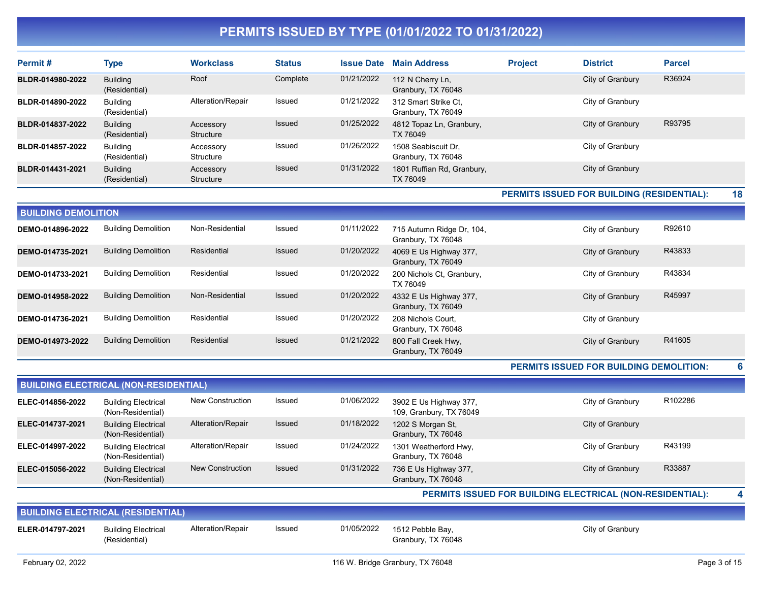# PERMITS ISSUED BY TYPE (01/01/2022 TO 01/31/2022)

| Permit # | Type | Workclass | Status | Issue Date | Main Address | Project | District | Parcel |
|---|---|---|---|---|---|---|---|---|
| BLDR-014980-2022 | Building (Residential) | Roof | Complete | 01/21/2022 | 112 N Cherry Ln, Granbury, TX 76048 | | City of Granbury | R36924 |
| BLDR-014890-2022 | Building (Residential) | Alteration/Repair | Issued | 01/21/2022 | 312 Smart Strike Ct, Granbury, TX 76049 | | City of Granbury | |
| BLDR-014837-2022 | Building (Residential) | Accessory Structure | Issued | 01/25/2022 | 4812 Topaz Ln, Granbury, TX 76049 | | City of Granbury | R93795 |
| BLDR-014857-2022 | Building (Residential) | Accessory Structure | Issued | 01/26/2022 | 1508 Seabiscuit Dr, Granbury, TX 76048 | | City of Granbury | |
| BLDR-014431-2021 | Building (Residential) | Accessory Structure | Issued | 01/31/2022 | 1801 Ruffian Rd, Granbury, TX 76049 | | City of Granbury | |

**PERMITS ISSUED FOR BUILDING (RESIDENTIAL): 18**

## BUILDING DEMOLITION

| Permit # | Type | Workclass | Status | Issue Date | Main Address | Project | District | Parcel |
|---|---|---|---|---|---|---|---|---|
| DEMO-014896-2022 | Building Demolition | Non-Residential | Issued | 01/11/2022 | 715 Autumn Ridge Dr, 104, Granbury, TX 76048 | | City of Granbury | R92610 |
| DEMO-014735-2021 | Building Demolition | Residential | Issued | 01/20/2022 | 4069 E Us Highway 377, Granbury, TX 76049 | | City of Granbury | R43833 |
| DEMO-014733-2021 | Building Demolition | Residential | Issued | 01/20/2022 | 200 Nichols Ct, Granbury, TX 76049 | | City of Granbury | R43834 |
| DEMO-014958-2022 | Building Demolition | Non-Residential | Issued | 01/20/2022 | 4332 E Us Highway 377, Granbury, TX 76049 | | City of Granbury | R45997 |
| DEMO-014736-2021 | Building Demolition | Residential | Issued | 01/20/2022 | 208 Nichols Court, Granbury, TX 76048 | | City of Granbury | |
| DEMO-014973-2022 | Building Demolition | Residential | Issued | 01/21/2022 | 800 Fall Creek Hwy, Granbury, TX 76049 | | City of Granbury | R41605 |

**PERMITS ISSUED FOR BUILDING DEMOLITION: 6**

## BUILDING ELECTRICAL (NON-RESIDENTIAL)

| Permit # | Type | Workclass | Status | Issue Date | Main Address | Project | District | Parcel |
|---|---|---|---|---|---|---|---|---|
| ELEC-014856-2022 | Building Electrical (Non-Residential) | New Construction | Issued | 01/06/2022 | 3902 E Us Highway 377, 109, Granbury, TX 76049 | | City of Granbury | R102286 |
| ELEC-014737-2021 | Building Electrical (Non-Residential) | Alteration/Repair | Issued | 01/18/2022 | 1202 S Morgan St, Granbury, TX 76048 | | City of Granbury | |
| ELEC-014997-2022 | Building Electrical (Non-Residential) | Alteration/Repair | Issued | 01/24/2022 | 1301 Weatherford Hwy, Granbury, TX 76048 | | City of Granbury | R43199 |
| ELEC-015056-2022 | Building Electrical (Non-Residential) | New Construction | Issued | 01/31/2022 | 736 E Us Highway 377, Granbury, TX 76048 | | City of Granbury | R33887 |

**PERMITS ISSUED FOR BUILDING ELECTRICAL (NON-RESIDENTIAL): 4**

## BUILDING ELECTRICAL (RESIDENTIAL)

| Permit # | Type | Workclass | Status | Issue Date | Main Address | Project | District | Parcel |
|---|---|---|---|---|---|---|---|---|
| ELER-014797-2021 | Building Electrical (Residential) | Alteration/Repair | Issued | 01/05/2022 | 1512 Pebble Bay, Granbury, TX 76048 | | City of Granbury | |

February 02, 2022 — 116 W. Bridge Granbury, TX 76048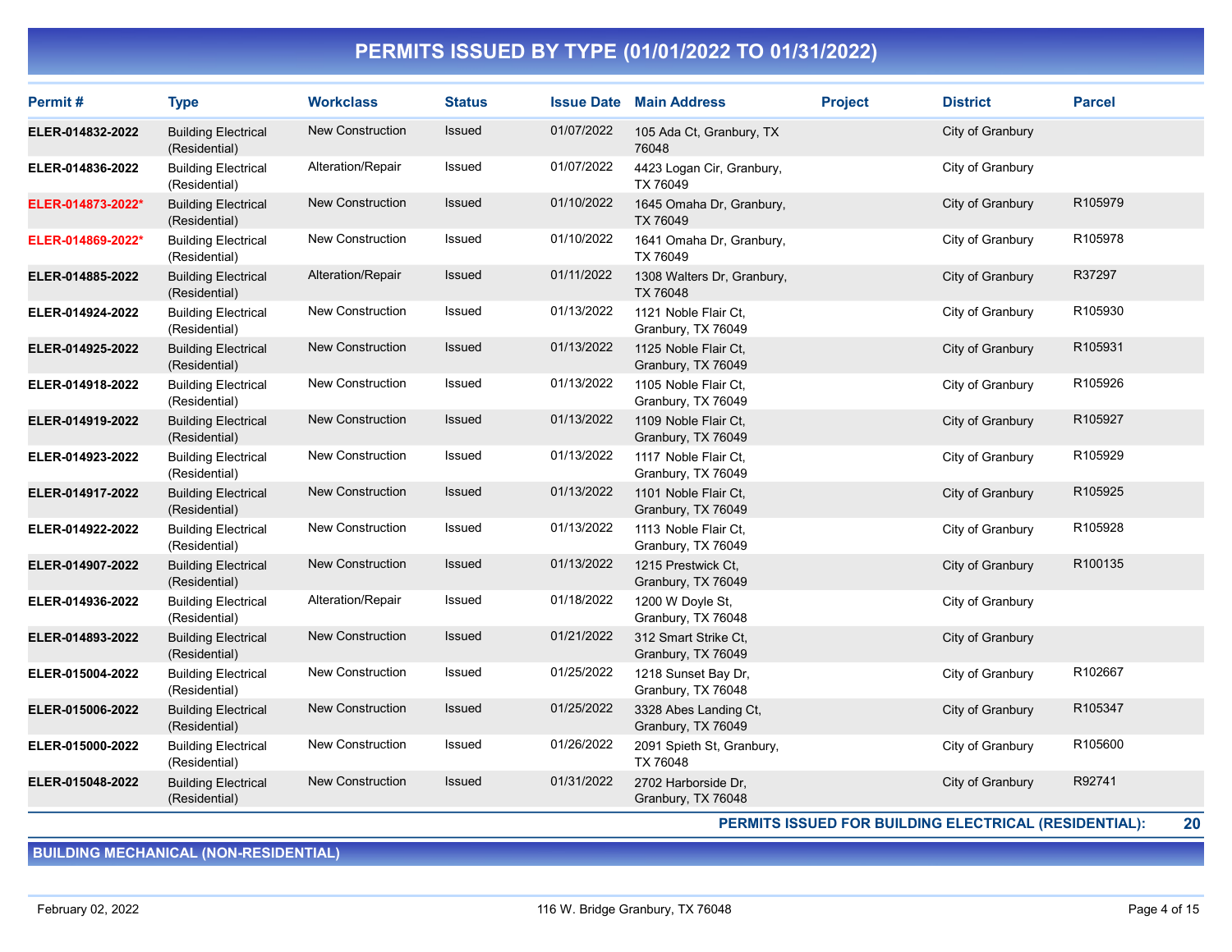# PERMITS ISSUED BY TYPE (01/01/2022 TO 01/31/2022)

| Permit # | Type | Workclass | Status | Issue Date | Main Address | Project | District | Parcel |
|---|---|---|---|---|---|---|---|---|
| ELER-014832-2022 | Building Electrical (Residential) | New Construction | Issued | 01/07/2022 | 105 Ada Ct, Granbury, TX 76048 | | City of Granbury | |
| ELER-014836-2022 | Building Electrical (Residential) | Alteration/Repair | Issued | 01/07/2022 | 4423 Logan Cir, Granbury, TX 76049 | | City of Granbury | |
| ELER-014873-2022* | Building Electrical (Residential) | New Construction | Issued | 01/10/2022 | 1645 Omaha Dr, Granbury, TX 76049 | | City of Granbury | R105979 |
| ELER-014869-2022* | Building Electrical (Residential) | New Construction | Issued | 01/10/2022 | 1641 Omaha Dr, Granbury, TX 76049 | | City of Granbury | R105978 |
| ELER-014885-2022 | Building Electrical (Residential) | Alteration/Repair | Issued | 01/11/2022 | 1308 Walters Dr, Granbury, TX 76048 | | City of Granbury | R37297 |
| ELER-014924-2022 | Building Electrical (Residential) | New Construction | Issued | 01/13/2022 | 1121 Noble Flair Ct, Granbury, TX 76049 | | City of Granbury | R105930 |
| ELER-014925-2022 | Building Electrical (Residential) | New Construction | Issued | 01/13/2022 | 1125 Noble Flair Ct, Granbury, TX 76049 | | City of Granbury | R105931 |
| ELER-014918-2022 | Building Electrical (Residential) | New Construction | Issued | 01/13/2022 | 1105 Noble Flair Ct, Granbury, TX 76049 | | City of Granbury | R105926 |
| ELER-014919-2022 | Building Electrical (Residential) | New Construction | Issued | 01/13/2022 | 1109 Noble Flair Ct, Granbury, TX 76049 | | City of Granbury | R105927 |
| ELER-014923-2022 | Building Electrical (Residential) | New Construction | Issued | 01/13/2022 | 1117 Noble Flair Ct, Granbury, TX 76049 | | City of Granbury | R105929 |
| ELER-014917-2022 | Building Electrical (Residential) | New Construction | Issued | 01/13/2022 | 1101 Noble Flair Ct, Granbury, TX 76049 | | City of Granbury | R105925 |
| ELER-014922-2022 | Building Electrical (Residential) | New Construction | Issued | 01/13/2022 | 1113 Noble Flair Ct, Granbury, TX 76049 | | City of Granbury | R105928 |
| ELER-014907-2022 | Building Electrical (Residential) | New Construction | Issued | 01/13/2022 | 1215 Prestwick Ct, Granbury, TX 76049 | | City of Granbury | R100135 |
| ELER-014936-2022 | Building Electrical (Residential) | Alteration/Repair | Issued | 01/18/2022 | 1200 W Doyle St, Granbury, TX 76048 | | City of Granbury | |
| ELER-014893-2022 | Building Electrical (Residential) | New Construction | Issued | 01/21/2022 | 312 Smart Strike Ct, Granbury, TX 76049 | | City of Granbury | |
| ELER-015004-2022 | Building Electrical (Residential) | New Construction | Issued | 01/25/2022 | 1218 Sunset Bay Dr, Granbury, TX 76048 | | City of Granbury | R102667 |
| ELER-015006-2022 | Building Electrical (Residential) | New Construction | Issued | 01/25/2022 | 3328 Abes Landing Ct, Granbury, TX 76049 | | City of Granbury | R105347 |
| ELER-015000-2022 | Building Electrical (Residential) | New Construction | Issued | 01/26/2022 | 2091 Spieth St, Granbury, TX 76048 | | City of Granbury | R105600 |
| ELER-015048-2022 | Building Electrical (Residential) | New Construction | Issued | 01/31/2022 | 2702 Harborside Dr, Granbury, TX 76048 | | City of Granbury | R92741 |

**PERMITS ISSUED FOR BUILDING ELECTRICAL (RESIDENTIAL): 20**

## BUILDING MECHANICAL (NON-RESIDENTIAL)

February 02, 2022 — 116 W. Bridge Granbury, TX 76048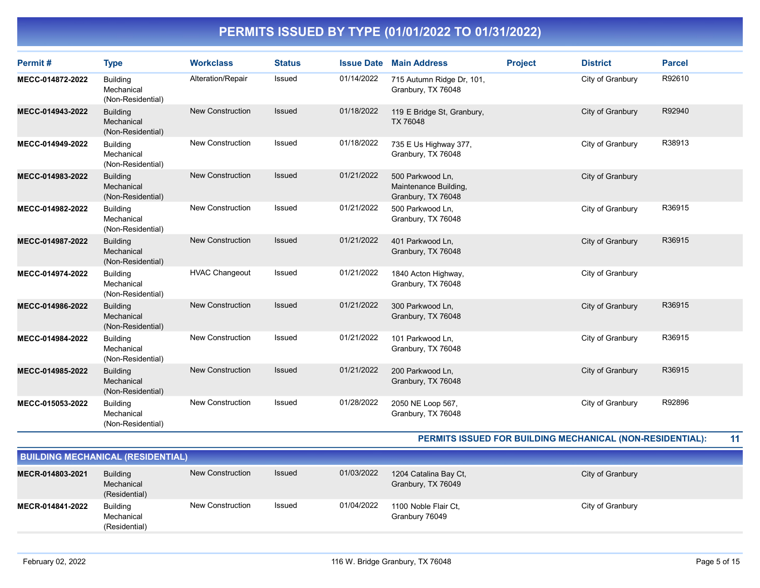# PERMITS ISSUED BY TYPE (01/01/2022 TO 01/31/2022)

| Permit # | Type | Workclass | Status | Issue Date | Main Address | Project | District | Parcel |
|---|---|---|---|---|---|---|---|---|
| MECC-014872-2022 | Building Mechanical (Non-Residential) | Alteration/Repair | Issued | 01/14/2022 | 715 Autumn Ridge Dr, 101, Granbury, TX 76048 | | City of Granbury | R92610 |
| MECC-014943-2022 | Building Mechanical (Non-Residential) | New Construction | Issued | 01/18/2022 | 119 E Bridge St, Granbury, TX 76048 | | City of Granbury | R92940 |
| MECC-014949-2022 | Building Mechanical (Non-Residential) | New Construction | Issued | 01/18/2022 | 735 E Us Highway 377, Granbury, TX 76048 | | City of Granbury | R38913 |
| MECC-014983-2022 | Building Mechanical (Non-Residential) | New Construction | Issued | 01/21/2022 | 500 Parkwood Ln, Maintenance Building, Granbury, TX 76048 | | City of Granbury | |
| MECC-014982-2022 | Building Mechanical (Non-Residential) | New Construction | Issued | 01/21/2022 | 500 Parkwood Ln, Granbury, TX 76048 | | City of Granbury | R36915 |
| MECC-014987-2022 | Building Mechanical (Non-Residential) | New Construction | Issued | 01/21/2022 | 401 Parkwood Ln, Granbury, TX 76048 | | City of Granbury | R36915 |
| MECC-014974-2022 | Building Mechanical (Non-Residential) | HVAC Changeout | Issued | 01/21/2022 | 1840 Acton Highway, Granbury, TX 76048 | | City of Granbury | |
| MECC-014986-2022 | Building Mechanical (Non-Residential) | New Construction | Issued | 01/21/2022 | 300 Parkwood Ln, Granbury, TX 76048 | | City of Granbury | R36915 |
| MECC-014984-2022 | Building Mechanical (Non-Residential) | New Construction | Issued | 01/21/2022 | 101 Parkwood Ln, Granbury, TX 76048 | | City of Granbury | R36915 |
| MECC-014985-2022 | Building Mechanical (Non-Residential) | New Construction | Issued | 01/21/2022 | 200 Parkwood Ln, Granbury, TX 76048 | | City of Granbury | R36915 |
| MECC-015053-2022 | Building Mechanical (Non-Residential) | New Construction | Issued | 01/28/2022 | 2050 NE Loop 567, Granbury, TX 76048 | | City of Granbury | R92896 |

**PERMITS ISSUED FOR BUILDING MECHANICAL (NON-RESIDENTIAL): 11**

## BUILDING MECHANICAL (RESIDENTIAL)

| Permit # | Type | Workclass | Status | Issue Date | Main Address | Project | District | Parcel |
|---|---|---|---|---|---|---|---|---|
| MECR-014803-2021 | Building Mechanical (Residential) | New Construction | Issued | 01/03/2022 | 1204 Catalina Bay Ct, Granbury, TX 76049 | | City of Granbury | |
| MECR-014841-2022 | Building Mechanical (Residential) | New Construction | Issued | 01/04/2022 | 1100 Noble Flair Ct, Granbury 76049 | | City of Granbury | |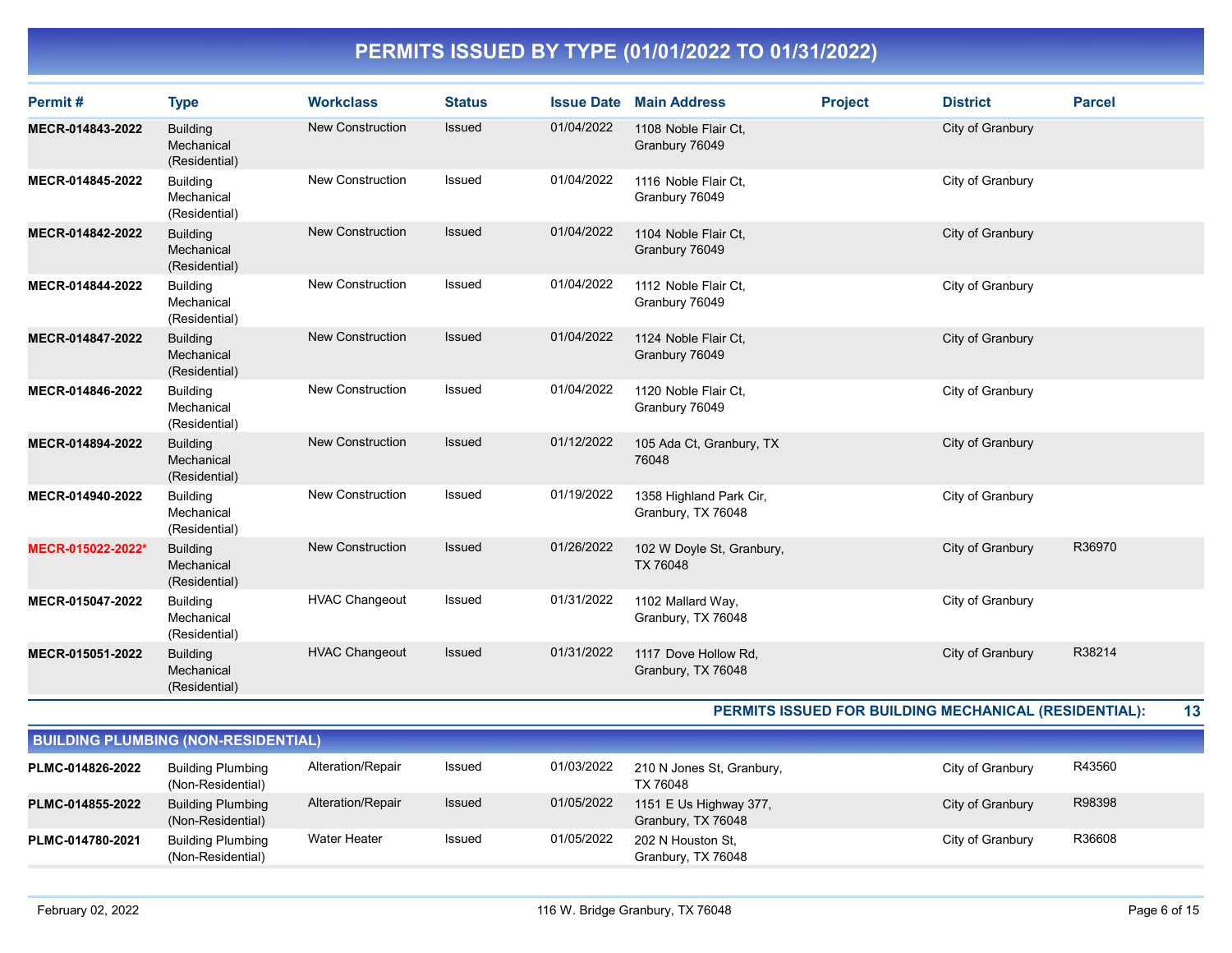# PERMITS ISSUED BY TYPE (01/01/2022 TO 01/31/2022)

| Permit # | Type | Workclass | Status | Issue Date | Main Address | Project | District | Parcel |
|---|---|---|---|---|---|---|---|---|
| **MECR-014843-2022** | Building Mechanical (Residential) | New Construction | Issued | 01/04/2022 | 1108 Noble Flair Ct, Granbury 76049 | | City of Granbury | |
| **MECR-014845-2022** | Building Mechanical (Residential) | New Construction | Issued | 01/04/2022 | 1116 Noble Flair Ct, Granbury 76049 | | City of Granbury | |
| **MECR-014842-2022** | Building Mechanical (Residential) | New Construction | Issued | 01/04/2022 | 1104 Noble Flair Ct, Granbury 76049 | | City of Granbury | |
| **MECR-014844-2022** | Building Mechanical (Residential) | New Construction | Issued | 01/04/2022 | 1112 Noble Flair Ct, Granbury 76049 | | City of Granbury | |
| **MECR-014847-2022** | Building Mechanical (Residential) | New Construction | Issued | 01/04/2022 | 1124 Noble Flair Ct, Granbury 76049 | | City of Granbury | |
| **MECR-014846-2022** | Building Mechanical (Residential) | New Construction | Issued | 01/04/2022 | 1120 Noble Flair Ct, Granbury 76049 | | City of Granbury | |
| **MECR-014894-2022** | Building Mechanical (Residential) | New Construction | Issued | 01/12/2022 | 105 Ada Ct, Granbury, TX 76048 | | City of Granbury | |
| **MECR-014940-2022** | Building Mechanical (Residential) | New Construction | Issued | 01/19/2022 | 1358 Highland Park Cir, Granbury, TX 76048 | | City of Granbury | |
| **MECR-015022-2022*** | Building Mechanical (Residential) | New Construction | Issued | 01/26/2022 | 102 W Doyle St, Granbury, TX 76048 | | City of Granbury | R36970 |
| **MECR-015047-2022** | Building Mechanical (Residential) | HVAC Changeout | Issued | 01/31/2022 | 1102 Mallard Way, Granbury, TX 76048 | | City of Granbury | |
| **MECR-015051-2022** | Building Mechanical (Residential) | HVAC Changeout | Issued | 01/31/2022 | 1117 Dove Hollow Rd, Granbury, TX 76048 | | City of Granbury | R38214 |

**PERMITS ISSUED FOR BUILDING MECHANICAL (RESIDENTIAL): 13**

## BUILDING PLUMBING (NON-RESIDENTIAL)

| Permit # | Type | Workclass | Status | Issue Date | Main Address | Project | District | Parcel |
|---|---|---|---|---|---|---|---|---|
| **PLMC-014826-2022** | Building Plumbing (Non-Residential) | Alteration/Repair | Issued | 01/03/2022 | 210 N Jones St, Granbury, TX 76048 | | City of Granbury | R43560 |
| **PLMC-014855-2022** | Building Plumbing (Non-Residential) | Alteration/Repair | Issued | 01/05/2022 | 1151 E Us Highway 377, Granbury, TX 76048 | | City of Granbury | R98398 |
| **PLMC-014780-2021** | Building Plumbing (Non-Residential) | Water Heater | Issued | 01/05/2022 | 202 N Houston St, Granbury, TX 76048 | | City of Granbury | R36608 |

February 02, 2022 — 116 W. Bridge Granbury, TX 76048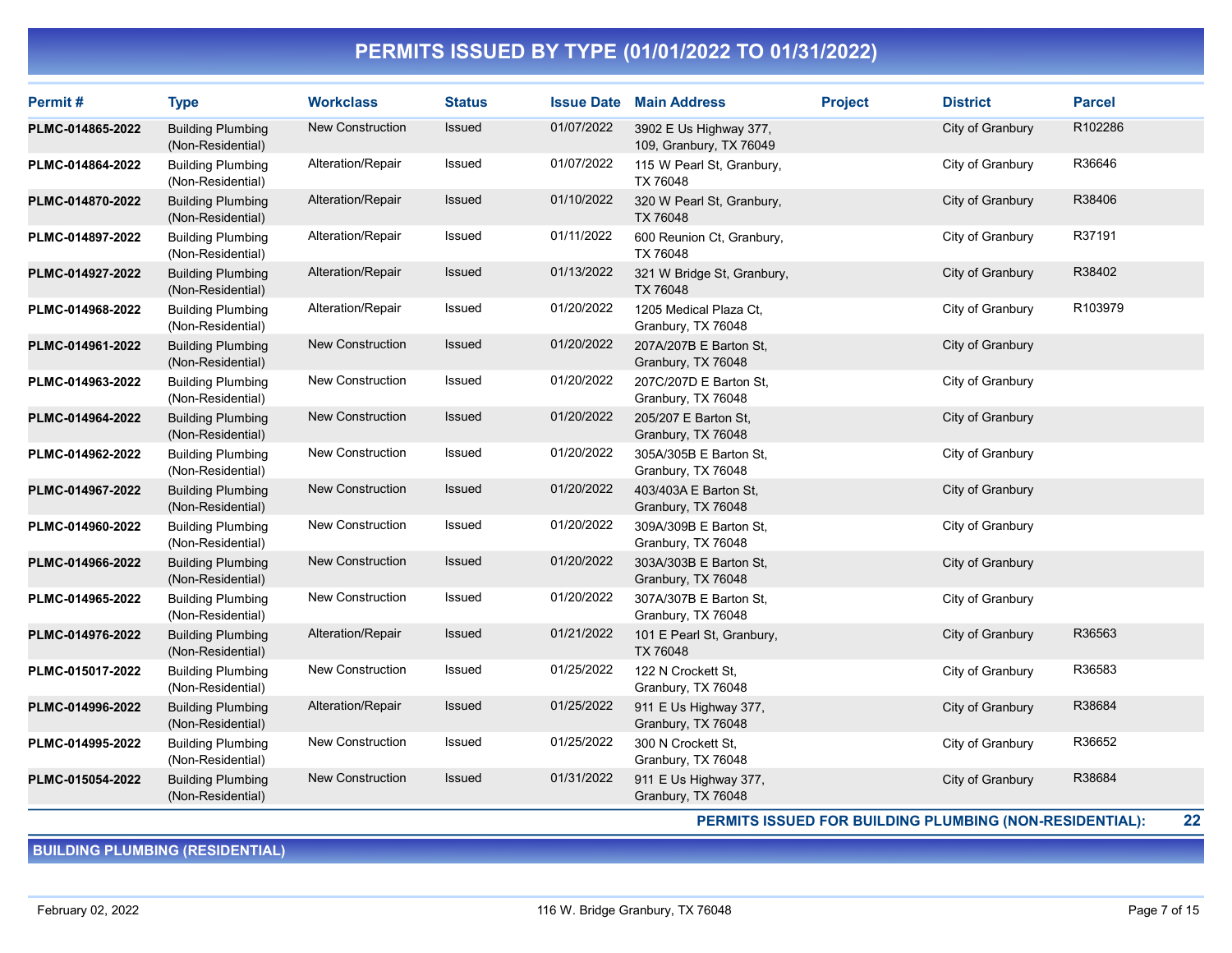# PERMITS ISSUED BY TYPE (01/01/2022 TO 01/31/2022)

| Permit # | Type | Workclass | Status | Issue Date | Main Address | Project | District | Parcel |
|---|---|---|---|---|---|---|---|---|
| PLMC-014865-2022 | Building Plumbing (Non-Residential) | New Construction | Issued | 01/07/2022 | 3902 E Us Highway 377, 109, Granbury, TX 76049 | | City of Granbury | R102286 |
| PLMC-014864-2022 | Building Plumbing (Non-Residential) | Alteration/Repair | Issued | 01/07/2022 | 115 W Pearl St, Granbury, TX 76048 | | City of Granbury | R36646 |
| PLMC-014870-2022 | Building Plumbing (Non-Residential) | Alteration/Repair | Issued | 01/10/2022 | 320 W Pearl St, Granbury, TX 76048 | | City of Granbury | R38406 |
| PLMC-014897-2022 | Building Plumbing (Non-Residential) | Alteration/Repair | Issued | 01/11/2022 | 600 Reunion Ct, Granbury, TX 76048 | | City of Granbury | R37191 |
| PLMC-014927-2022 | Building Plumbing (Non-Residential) | Alteration/Repair | Issued | 01/13/2022 | 321 W Bridge St, Granbury, TX 76048 | | City of Granbury | R38402 |
| PLMC-014968-2022 | Building Plumbing (Non-Residential) | Alteration/Repair | Issued | 01/20/2022 | 1205 Medical Plaza Ct, Granbury, TX 76048 | | City of Granbury | R103979 |
| PLMC-014961-2022 | Building Plumbing (Non-Residential) | New Construction | Issued | 01/20/2022 | 207A/207B E Barton St, Granbury, TX 76048 | | City of Granbury | |
| PLMC-014963-2022 | Building Plumbing (Non-Residential) | New Construction | Issued | 01/20/2022 | 207C/207D E Barton St, Granbury, TX 76048 | | City of Granbury | |
| PLMC-014964-2022 | Building Plumbing (Non-Residential) | New Construction | Issued | 01/20/2022 | 205/207 E Barton St, Granbury, TX 76048 | | City of Granbury | |
| PLMC-014962-2022 | Building Plumbing (Non-Residential) | New Construction | Issued | 01/20/2022 | 305A/305B E Barton St, Granbury, TX 76048 | | City of Granbury | |
| PLMC-014967-2022 | Building Plumbing (Non-Residential) | New Construction | Issued | 01/20/2022 | 403/403A E Barton St, Granbury, TX 76048 | | City of Granbury | |
| PLMC-014960-2022 | Building Plumbing (Non-Residential) | New Construction | Issued | 01/20/2022 | 309A/309B E Barton St, Granbury, TX 76048 | | City of Granbury | |
| PLMC-014966-2022 | Building Plumbing (Non-Residential) | New Construction | Issued | 01/20/2022 | 303A/303B E Barton St, Granbury, TX 76048 | | City of Granbury | |
| PLMC-014965-2022 | Building Plumbing (Non-Residential) | New Construction | Issued | 01/20/2022 | 307A/307B E Barton St, Granbury, TX 76048 | | City of Granbury | |
| PLMC-014976-2022 | Building Plumbing (Non-Residential) | Alteration/Repair | Issued | 01/21/2022 | 101 E Pearl St, Granbury, TX 76048 | | City of Granbury | R36563 |
| PLMC-015017-2022 | Building Plumbing (Non-Residential) | New Construction | Issued | 01/25/2022 | 122 N Crockett St, Granbury, TX 76048 | | City of Granbury | R36583 |
| PLMC-014996-2022 | Building Plumbing (Non-Residential) | Alteration/Repair | Issued | 01/25/2022 | 911 E Us Highway 377, Granbury, TX 76048 | | City of Granbury | R38684 |
| PLMC-014995-2022 | Building Plumbing (Non-Residential) | New Construction | Issued | 01/25/2022 | 300 N Crockett St, Granbury, TX 76048 | | City of Granbury | R36652 |
| PLMC-015054-2022 | Building Plumbing (Non-Residential) | New Construction | Issued | 01/31/2022 | 911 E Us Highway 377, Granbury, TX 76048 | | City of Granbury | R38684 |

**PERMITS ISSUED FOR BUILDING PLUMBING (NON-RESIDENTIAL): 22**

## BUILDING PLUMBING (RESIDENTIAL)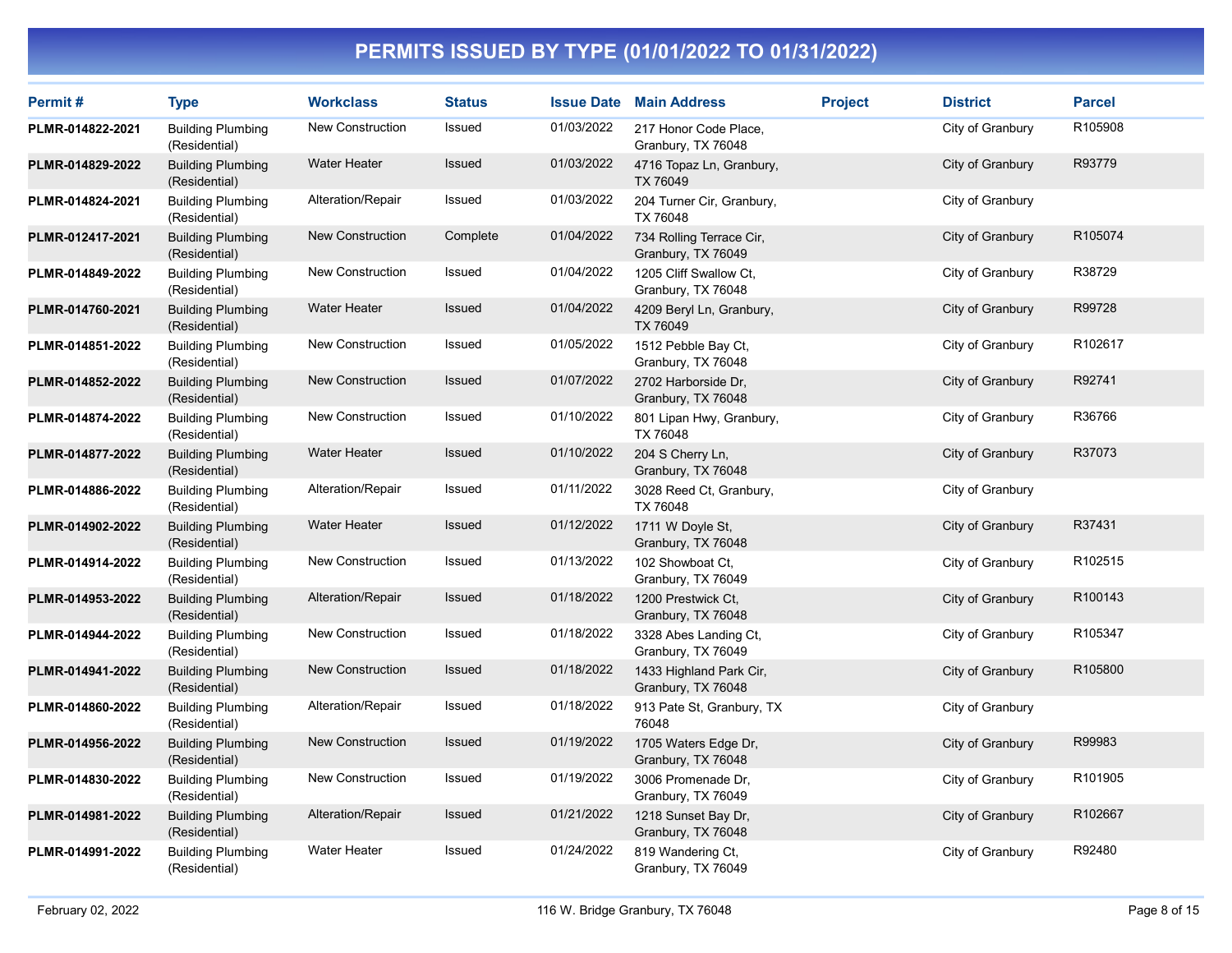# PERMITS ISSUED BY TYPE (01/01/2022 TO 01/31/2022)

| Permit # | Type | Workclass | Status | Issue Date | Main Address | Project | District | Parcel |
|---|---|---|---|---|---|---|---|---|
| PLMR-014822-2021 | Building Plumbing (Residential) | New Construction | Issued | 01/03/2022 | 217 Honor Code Place, Granbury, TX 76048 | | City of Granbury | R105908 |
| PLMR-014829-2022 | Building Plumbing (Residential) | Water Heater | Issued | 01/03/2022 | 4716 Topaz Ln, Granbury, TX 76049 | | City of Granbury | R93779 |
| PLMR-014824-2021 | Building Plumbing (Residential) | Alteration/Repair | Issued | 01/03/2022 | 204 Turner Cir, Granbury, TX 76048 | | City of Granbury | |
| PLMR-012417-2021 | Building Plumbing (Residential) | New Construction | Complete | 01/04/2022 | 734 Rolling Terrace Cir, Granbury, TX 76049 | | City of Granbury | R105074 |
| PLMR-014849-2022 | Building Plumbing (Residential) | New Construction | Issued | 01/04/2022 | 1205 Cliff Swallow Ct, Granbury, TX 76048 | | City of Granbury | R38729 |
| PLMR-014760-2021 | Building Plumbing (Residential) | Water Heater | Issued | 01/04/2022 | 4209 Beryl Ln, Granbury, TX 76049 | | City of Granbury | R99728 |
| PLMR-014851-2022 | Building Plumbing (Residential) | New Construction | Issued | 01/05/2022 | 1512 Pebble Bay Ct, Granbury, TX 76048 | | City of Granbury | R102617 |
| PLMR-014852-2022 | Building Plumbing (Residential) | New Construction | Issued | 01/07/2022 | 2702 Harborside Dr, Granbury, TX 76048 | | City of Granbury | R92741 |
| PLMR-014874-2022 | Building Plumbing (Residential) | New Construction | Issued | 01/10/2022 | 801 Lipan Hwy, Granbury, TX 76048 | | City of Granbury | R36766 |
| PLMR-014877-2022 | Building Plumbing (Residential) | Water Heater | Issued | 01/10/2022 | 204 S Cherry Ln, Granbury, TX 76048 | | City of Granbury | R37073 |
| PLMR-014886-2022 | Building Plumbing (Residential) | Alteration/Repair | Issued | 01/11/2022 | 3028 Reed Ct, Granbury, TX 76048 | | City of Granbury | |
| PLMR-014902-2022 | Building Plumbing (Residential) | Water Heater | Issued | 01/12/2022 | 1711 W Doyle St, Granbury, TX 76048 | | City of Granbury | R37431 |
| PLMR-014914-2022 | Building Plumbing (Residential) | New Construction | Issued | 01/13/2022 | 102 Showboat Ct, Granbury, TX 76049 | | City of Granbury | R102515 |
| PLMR-014953-2022 | Building Plumbing (Residential) | Alteration/Repair | Issued | 01/18/2022 | 1200 Prestwick Ct, Granbury, TX 76048 | | City of Granbury | R100143 |
| PLMR-014944-2022 | Building Plumbing (Residential) | New Construction | Issued | 01/18/2022 | 3328 Abes Landing Ct, Granbury, TX 76049 | | City of Granbury | R105347 |
| PLMR-014941-2022 | Building Plumbing (Residential) | New Construction | Issued | 01/18/2022 | 1433 Highland Park Cir, Granbury, TX 76048 | | City of Granbury | R105800 |
| PLMR-014860-2022 | Building Plumbing (Residential) | Alteration/Repair | Issued | 01/18/2022 | 913 Pate St, Granbury, TX 76048 | | City of Granbury | |
| PLMR-014956-2022 | Building Plumbing (Residential) | New Construction | Issued | 01/19/2022 | 1705 Waters Edge Dr, Granbury, TX 76048 | | City of Granbury | R99983 |
| PLMR-014830-2022 | Building Plumbing (Residential) | New Construction | Issued | 01/19/2022 | 3006 Promenade Dr, Granbury, TX 76049 | | City of Granbury | R101905 |
| PLMR-014981-2022 | Building Plumbing (Residential) | Alteration/Repair | Issued | 01/21/2022 | 1218 Sunset Bay Dr, Granbury, TX 76048 | | City of Granbury | R102667 |
| PLMR-014991-2022 | Building Plumbing (Residential) | Water Heater | Issued | 01/24/2022 | 819 Wandering Ct, Granbury, TX 76049 | | City of Granbury | R92480 |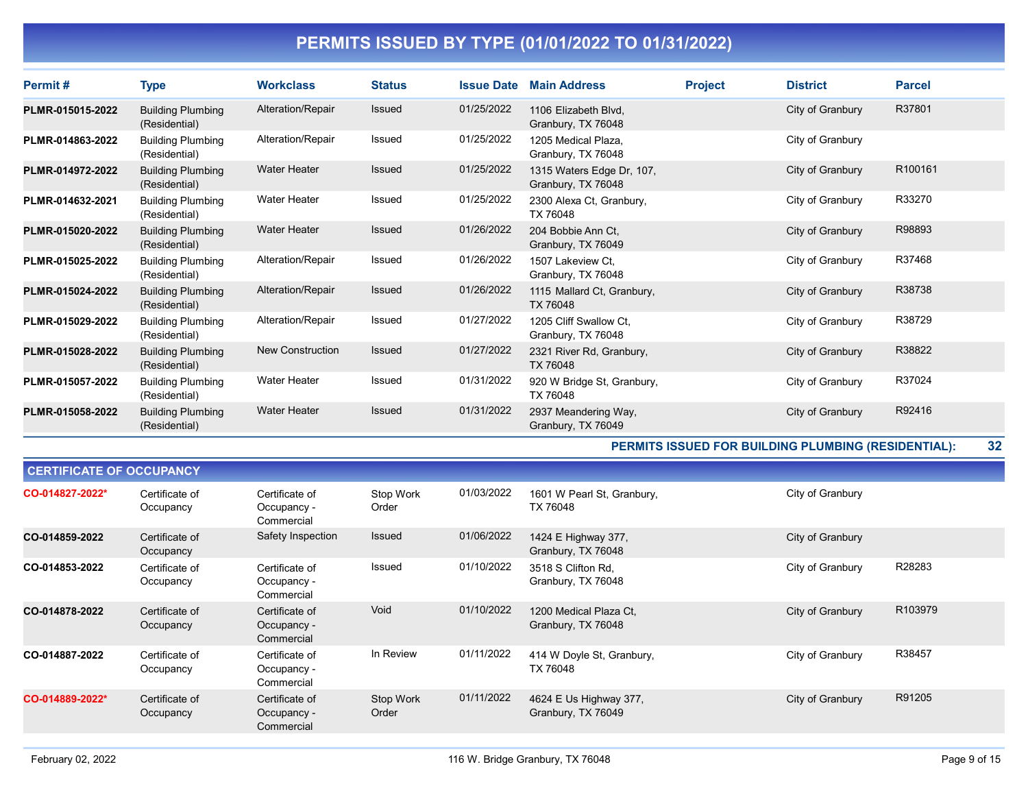# PERMITS ISSUED BY TYPE (01/01/2022 TO 01/31/2022)

| Permit # | Type | Workclass | Status | Issue Date | Main Address | Project | District | Parcel |
|---|---|---|---|---|---|---|---|---|
| PLMR-015015-2022 | Building Plumbing (Residential) | Alteration/Repair | Issued | 01/25/2022 | 1106 Elizabeth Blvd, Granbury, TX 76048 | | City of Granbury | R37801 |
| PLMR-014863-2022 | Building Plumbing (Residential) | Alteration/Repair | Issued | 01/25/2022 | 1205 Medical Plaza, Granbury, TX 76048 | | City of Granbury | |
| PLMR-014972-2022 | Building Plumbing (Residential) | Water Heater | Issued | 01/25/2022 | 1315 Waters Edge Dr, 107, Granbury, TX 76048 | | City of Granbury | R100161 |
| PLMR-014632-2021 | Building Plumbing (Residential) | Water Heater | Issued | 01/25/2022 | 2300 Alexa Ct, Granbury, TX 76048 | | City of Granbury | R33270 |
| PLMR-015020-2022 | Building Plumbing (Residential) | Water Heater | Issued | 01/26/2022 | 204 Bobbie Ann Ct, Granbury, TX 76049 | | City of Granbury | R98893 |
| PLMR-015025-2022 | Building Plumbing (Residential) | Alteration/Repair | Issued | 01/26/2022 | 1507 Lakeview Ct, Granbury, TX 76048 | | City of Granbury | R37468 |
| PLMR-015024-2022 | Building Plumbing (Residential) | Alteration/Repair | Issued | 01/26/2022 | 1115 Mallard Ct, Granbury, TX 76048 | | City of Granbury | R38738 |
| PLMR-015029-2022 | Building Plumbing (Residential) | Alteration/Repair | Issued | 01/27/2022 | 1205 Cliff Swallow Ct, Granbury, TX 76048 | | City of Granbury | R38729 |
| PLMR-015028-2022 | Building Plumbing (Residential) | New Construction | Issued | 01/27/2022 | 2321 River Rd, Granbury, TX 76048 | | City of Granbury | R38822 |
| PLMR-015057-2022 | Building Plumbing (Residential) | Water Heater | Issued | 01/31/2022 | 920 W Bridge St, Granbury, TX 76048 | | City of Granbury | R37024 |
| PLMR-015058-2022 | Building Plumbing (Residential) | Water Heater | Issued | 01/31/2022 | 2937 Meandering Way, Granbury, TX 76049 | | City of Granbury | R92416 |

**PERMITS ISSUED FOR BUILDING PLUMBING (RESIDENTIAL): 32**

## CERTIFICATE OF OCCUPANCY

| Permit # | Type | Workclass | Status | Issue Date | Main Address | Project | District | Parcel |
|---|---|---|---|---|---|---|---|---|
| CO-014827-2022* | Certificate of Occupancy | Certificate of Occupancy - Commercial | Stop Work Order | 01/03/2022 | 1601 W Pearl St, Granbury, TX 76048 | | City of Granbury | |
| CO-014859-2022 | Certificate of Occupancy | Safety Inspection | Issued | 01/06/2022 | 1424 E Highway 377, Granbury, TX 76048 | | City of Granbury | |
| CO-014853-2022 | Certificate of Occupancy | Certificate of Occupancy - Commercial | Issued | 01/10/2022 | 3518 S Clifton Rd, Granbury, TX 76048 | | City of Granbury | R28283 |
| CO-014878-2022 | Certificate of Occupancy | Certificate of Occupancy - Commercial | Void | 01/10/2022 | 1200 Medical Plaza Ct, Granbury, TX 76048 | | City of Granbury | R103979 |
| CO-014887-2022 | Certificate of Occupancy | Certificate of Occupancy - Commercial | In Review | 01/11/2022 | 414 W Doyle St, Granbury, TX 76048 | | City of Granbury | R38457 |
| CO-014889-2022* | Certificate of Occupancy | Certificate of Occupancy - Commercial | Stop Work Order | 01/11/2022 | 4624 E Us Highway 377, Granbury, TX 76049 | | City of Granbury | R91205 |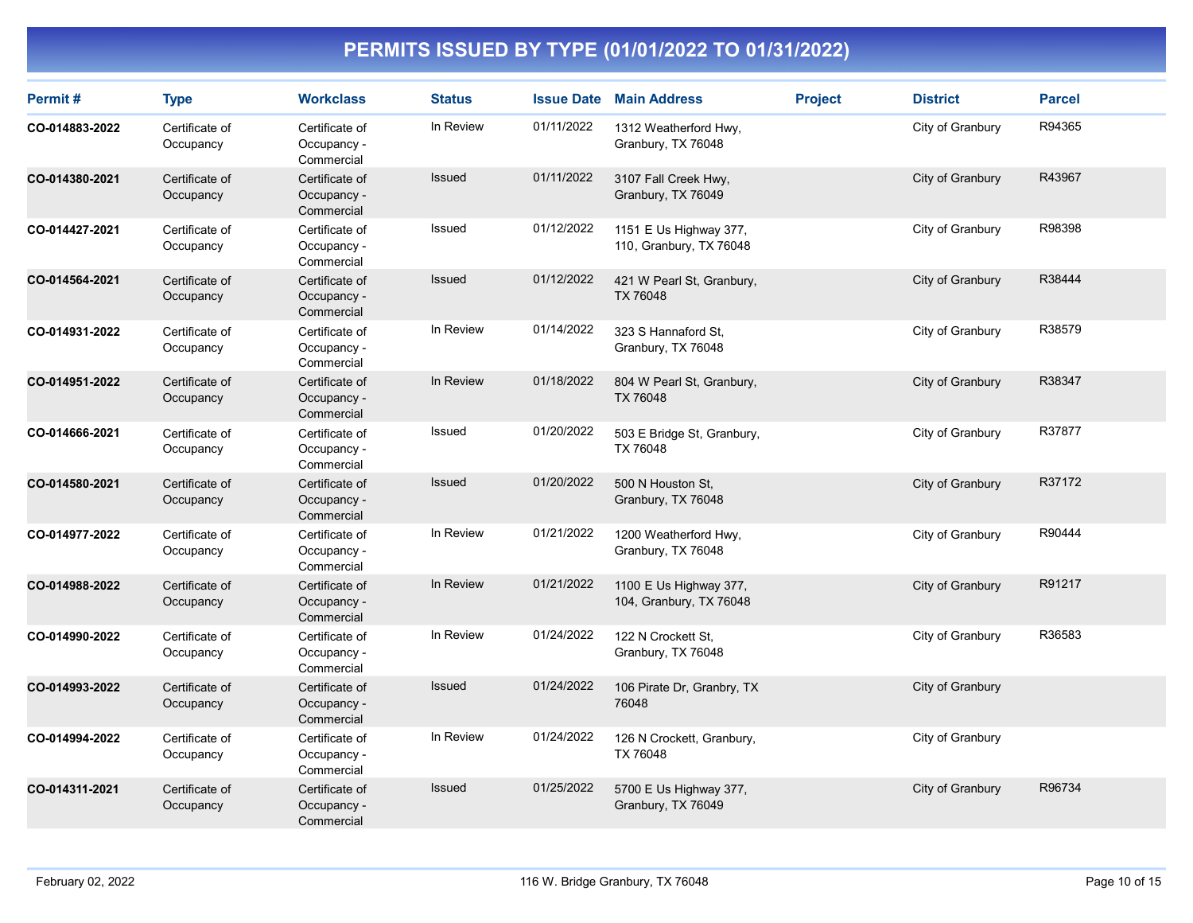# PERMITS ISSUED BY TYPE (01/01/2022 TO 01/31/2022)

| Permit # | Type | Workclass | Status | Issue Date | Main Address | Project | District | Parcel |
|---|---|---|---|---|---|---|---|---|
| **CO-014883-2022** | Certificate of Occupancy | Certificate of Occupancy - Commercial | In Review | 01/11/2022 | 1312 Weatherford Hwy, Granbury, TX 76048 | | City of Granbury | R94365 |
| **CO-014380-2021** | Certificate of Occupancy | Certificate of Occupancy - Commercial | Issued | 01/11/2022 | 3107 Fall Creek Hwy, Granbury, TX 76049 | | City of Granbury | R43967 |
| **CO-014427-2021** | Certificate of Occupancy | Certificate of Occupancy - Commercial | Issued | 01/12/2022 | 1151 E Us Highway 377, 110, Granbury, TX 76048 | | City of Granbury | R98398 |
| **CO-014564-2021** | Certificate of Occupancy | Certificate of Occupancy - Commercial | Issued | 01/12/2022 | 421 W Pearl St, Granbury, TX 76048 | | City of Granbury | R38444 |
| **CO-014931-2022** | Certificate of Occupancy | Certificate of Occupancy - Commercial | In Review | 01/14/2022 | 323 S Hannaford St, Granbury, TX 76048 | | City of Granbury | R38579 |
| **CO-014951-2022** | Certificate of Occupancy | Certificate of Occupancy - Commercial | In Review | 01/18/2022 | 804 W Pearl St, Granbury, TX 76048 | | City of Granbury | R38347 |
| **CO-014666-2021** | Certificate of Occupancy | Certificate of Occupancy - Commercial | Issued | 01/20/2022 | 503 E Bridge St, Granbury, TX 76048 | | City of Granbury | R37877 |
| **CO-014580-2021** | Certificate of Occupancy | Certificate of Occupancy - Commercial | Issued | 01/20/2022 | 500 N Houston St, Granbury, TX 76048 | | City of Granbury | R37172 |
| **CO-014977-2022** | Certificate of Occupancy | Certificate of Occupancy - Commercial | In Review | 01/21/2022 | 1200 Weatherford Hwy, Granbury, TX 76048 | | City of Granbury | R90444 |
| **CO-014988-2022** | Certificate of Occupancy | Certificate of Occupancy - Commercial | In Review | 01/21/2022 | 1100 E Us Highway 377, 104, Granbury, TX 76048 | | City of Granbury | R91217 |
| **CO-014990-2022** | Certificate of Occupancy | Certificate of Occupancy - Commercial | In Review | 01/24/2022 | 122 N Crockett St, Granbury, TX 76048 | | City of Granbury | R36583 |
| **CO-014993-2022** | Certificate of Occupancy | Certificate of Occupancy - Commercial | Issued | 01/24/2022 | 106 Pirate Dr, Granbry, TX 76048 | | City of Granbury | |
| **CO-014994-2022** | Certificate of Occupancy | Certificate of Occupancy - Commercial | In Review | 01/24/2022 | 126 N Crockett, Granbury, TX 76048 | | City of Granbury | |
| **CO-014311-2021** | Certificate of Occupancy | Certificate of Occupancy - Commercial | Issued | 01/25/2022 | 5700 E Us Highway 377, Granbury, TX 76049 | | City of Granbury | R96734 |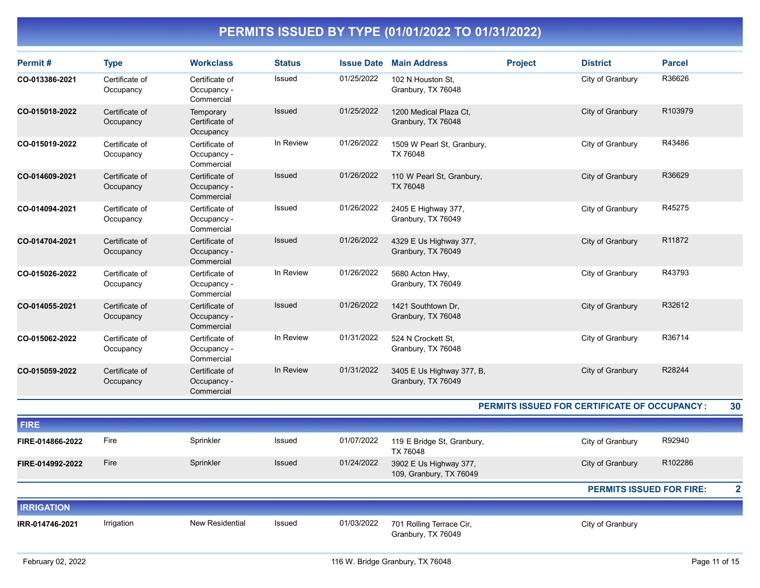# PERMITS ISSUED BY TYPE (01/01/2022 TO 01/31/2022)

| Permit # | Type | Workclass | Status | Issue Date | Main Address | Project | District | Parcel |
|---|---|---|---|---|---|---|---|---|
| CO-013386-2021 | Certificate of Occupancy | Certificate of Occupancy - Commercial | Issued | 01/25/2022 | 102 N Houston St, Granbury, TX 76048 | | City of Granbury | R36626 |
| CO-015018-2022 | Certificate of Occupancy | Temporary Certificate of Occupancy | Issued | 01/25/2022 | 1200 Medical Plaza Ct, Granbury, TX 76048 | | City of Granbury | R103979 |
| CO-015019-2022 | Certificate of Occupancy | Certificate of Occupancy - Commercial | In Review | 01/26/2022 | 1509 W Pearl St, Granbury, TX 76048 | | City of Granbury | R43486 |
| CO-014609-2021 | Certificate of Occupancy | Certificate of Occupancy - Commercial | Issued | 01/26/2022 | 110 W Pearl St, Granbury, TX 76048 | | City of Granbury | R36629 |
| CO-014094-2021 | Certificate of Occupancy | Certificate of Occupancy - Commercial | Issued | 01/26/2022 | 2405 E Highway 377, Granbury, TX 76049 | | City of Granbury | R45275 |
| CO-014704-2021 | Certificate of Occupancy | Certificate of Occupancy - Commercial | Issued | 01/26/2022 | 4329 E Us Highway 377, Granbury, TX 76049 | | City of Granbury | R11872 |
| CO-015026-2022 | Certificate of Occupancy | Certificate of Occupancy - Commercial | In Review | 01/26/2022 | 5680 Acton Hwy, Granbury, TX 76049 | | City of Granbury | R43793 |
| CO-014055-2021 | Certificate of Occupancy | Certificate of Occupancy - Commercial | Issued | 01/26/2022 | 1421 Southtown Dr, Granbury, TX 76048 | | City of Granbury | R32612 |
| CO-015062-2022 | Certificate of Occupancy | Certificate of Occupancy - Commercial | In Review | 01/31/2022 | 524 N Crockett St, Granbury, TX 76048 | | City of Granbury | R36714 |
| CO-015059-2022 | Certificate of Occupancy | Certificate of Occupancy - Commercial | In Review | 01/31/2022 | 3405 E Us Highway 377, B, Granbury, TX 76049 | | City of Granbury | R28244 |

**PERMITS ISSUED FOR CERTIFICATE OF OCCUPANCY : 30**

## FIRE

| Permit # | Type | Workclass | Status | Issue Date | Main Address | Project | District | Parcel |
|---|---|---|---|---|---|---|---|---|
| FIRE-014866-2022 | Fire | Sprinkler | Issued | 01/07/2022 | 119 E Bridge St, Granbury, TX 76048 | | City of Granbury | R92940 |
| FIRE-014992-2022 | Fire | Sprinkler | Issued | 01/24/2022 | 3902 E Us Highway 377, 109, Granbury, TX 76049 | | City of Granbury | R102286 |

**PERMITS ISSUED FOR FIRE: 2**

## IRRIGATION

| Permit # | Type | Workclass | Status | Issue Date | Main Address | Project | District | Parcel |
|---|---|---|---|---|---|---|---|---|
| IRR-014746-2021 | Irrigation | New Residential | Issued | 01/03/2022 | 701 Rolling Terrace Cir, Granbury, TX 76049 | | City of Granbury | |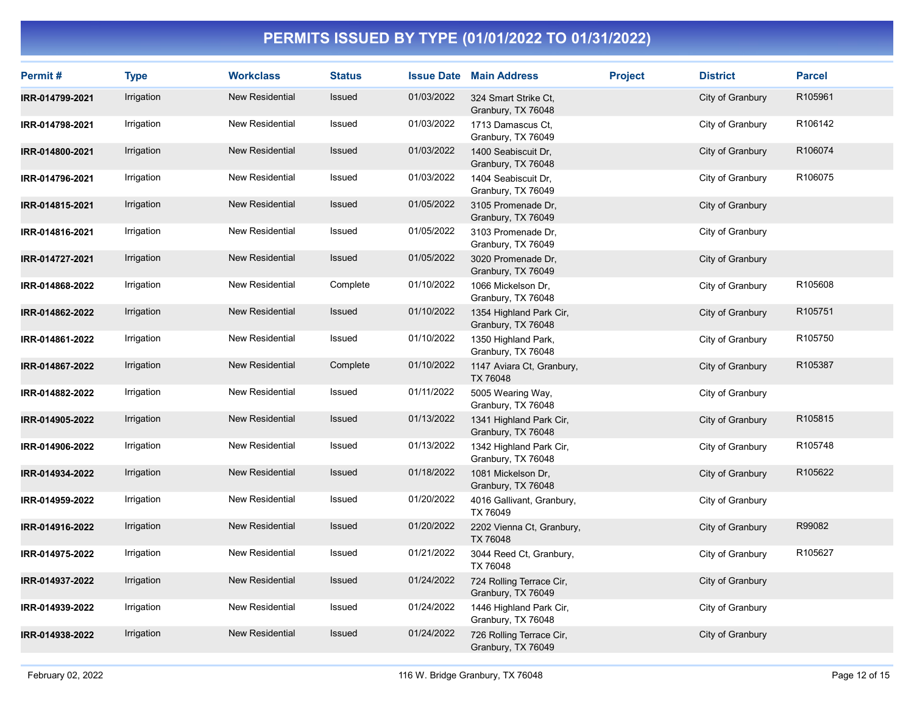# PERMITS ISSUED BY TYPE (01/01/2022 TO 01/31/2022)

| Permit # | Type | Workclass | Status | Issue Date | Main Address | Project | District | Parcel |
|---|---|---|---|---|---|---|---|---|
| **IRR-014799-2021** | Irrigation | New Residential | Issued | 01/03/2022 | 324 Smart Strike Ct, Granbury, TX 76048 | | City of Granbury | R105961 |
| **IRR-014798-2021** | Irrigation | New Residential | Issued | 01/03/2022 | 1713 Damascus Ct, Granbury, TX 76049 | | City of Granbury | R106142 |
| **IRR-014800-2021** | Irrigation | New Residential | Issued | 01/03/2022 | 1400 Seabiscuit Dr, Granbury, TX 76048 | | City of Granbury | R106074 |
| **IRR-014796-2021** | Irrigation | New Residential | Issued | 01/03/2022 | 1404 Seabiscuit Dr, Granbury, TX 76049 | | City of Granbury | R106075 |
| **IRR-014815-2021** | Irrigation | New Residential | Issued | 01/05/2022 | 3105 Promenade Dr, Granbury, TX 76049 | | City of Granbury | |
| **IRR-014816-2021** | Irrigation | New Residential | Issued | 01/05/2022 | 3103 Promenade Dr, Granbury, TX 76049 | | City of Granbury | |
| **IRR-014727-2021** | Irrigation | New Residential | Issued | 01/05/2022 | 3020 Promenade Dr, Granbury, TX 76049 | | City of Granbury | |
| **IRR-014868-2022** | Irrigation | New Residential | Complete | 01/10/2022 | 1066 Mickelson Dr, Granbury, TX 76048 | | City of Granbury | R105608 |
| **IRR-014862-2022** | Irrigation | New Residential | Issued | 01/10/2022 | 1354 Highland Park Cir, Granbury, TX 76048 | | City of Granbury | R105751 |
| **IRR-014861-2022** | Irrigation | New Residential | Issued | 01/10/2022 | 1350 Highland Park, Granbury, TX 76048 | | City of Granbury | R105750 |
| **IRR-014867-2022** | Irrigation | New Residential | Complete | 01/10/2022 | 1147 Aviara Ct, Granbury, TX 76048 | | City of Granbury | R105387 |
| **IRR-014882-2022** | Irrigation | New Residential | Issued | 01/11/2022 | 5005 Wearing Way, Granbury, TX 76048 | | City of Granbury | |
| **IRR-014905-2022** | Irrigation | New Residential | Issued | 01/13/2022 | 1341 Highland Park Cir, Granbury, TX 76048 | | City of Granbury | R105815 |
| **IRR-014906-2022** | Irrigation | New Residential | Issued | 01/13/2022 | 1342 Highland Park Cir, Granbury, TX 76048 | | City of Granbury | R105748 |
| **IRR-014934-2022** | Irrigation | New Residential | Issued | 01/18/2022 | 1081 Mickelson Dr, Granbury, TX 76048 | | City of Granbury | R105622 |
| **IRR-014959-2022** | Irrigation | New Residential | Issued | 01/20/2022 | 4016 Gallivant, Granbury, TX 76049 | | City of Granbury | |
| **IRR-014916-2022** | Irrigation | New Residential | Issued | 01/20/2022 | 2202 Vienna Ct, Granbury, TX 76048 | | City of Granbury | R99082 |
| **IRR-014975-2022** | Irrigation | New Residential | Issued | 01/21/2022 | 3044 Reed Ct, Granbury, TX 76048 | | City of Granbury | R105627 |
| **IRR-014937-2022** | Irrigation | New Residential | Issued | 01/24/2022 | 724 Rolling Terrace Cir, Granbury, TX 76049 | | City of Granbury | |
| **IRR-014939-2022** | Irrigation | New Residential | Issued | 01/24/2022 | 1446 Highland Park Cir, Granbury, TX 76048 | | City of Granbury | |
| **IRR-014938-2022** | Irrigation | New Residential | Issued | 01/24/2022 | 726 Rolling Terrace Cir, Granbury, TX 76049 | | City of Granbury | |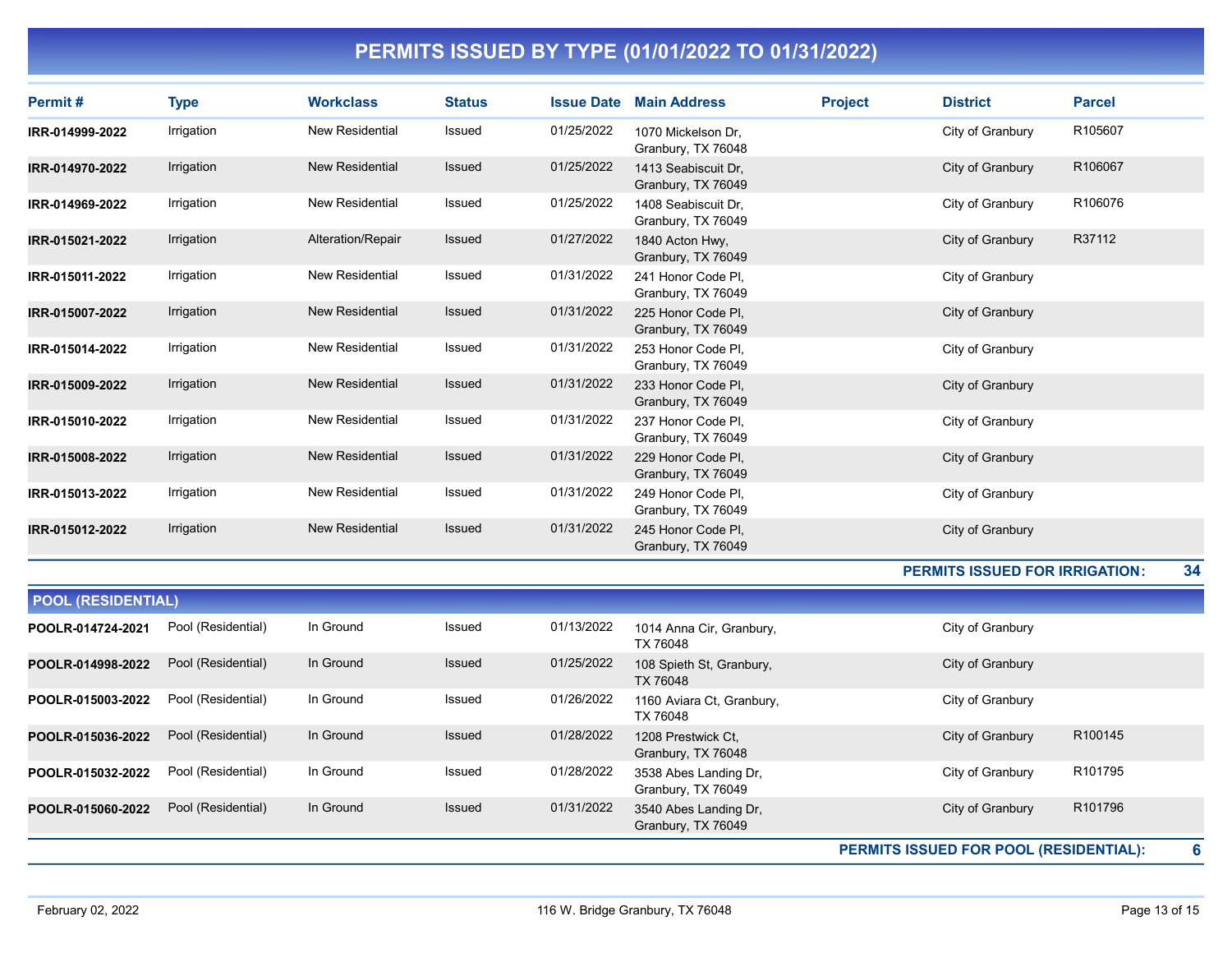# PERMITS ISSUED BY TYPE (01/01/2022 TO 01/31/2022)

| Permit # | Type | Workclass | Status | Issue Date | Main Address | Project | District | Parcel |
|---|---|---|---|---|---|---|---|---|
| IRR-014999-2022 | Irrigation | New Residential | Issued | 01/25/2022 | 1070 Mickelson Dr, Granbury, TX 76048 | | City of Granbury | R105607 |
| IRR-014970-2022 | Irrigation | New Residential | Issued | 01/25/2022 | 1413 Seabiscuit Dr, Granbury, TX 76049 | | City of Granbury | R106067 |
| IRR-014969-2022 | Irrigation | New Residential | Issued | 01/25/2022 | 1408 Seabiscuit Dr, Granbury, TX 76049 | | City of Granbury | R106076 |
| IRR-015021-2022 | Irrigation | Alteration/Repair | Issued | 01/27/2022 | 1840 Acton Hwy, Granbury, TX 76049 | | City of Granbury | R37112 |
| IRR-015011-2022 | Irrigation | New Residential | Issued | 01/31/2022 | 241 Honor Code Pl, Granbury, TX 76049 | | City of Granbury | |
| IRR-015007-2022 | Irrigation | New Residential | Issued | 01/31/2022 | 225 Honor Code Pl, Granbury, TX 76049 | | City of Granbury | |
| IRR-015014-2022 | Irrigation | New Residential | Issued | 01/31/2022 | 253 Honor Code Pl, Granbury, TX 76049 | | City of Granbury | |
| IRR-015009-2022 | Irrigation | New Residential | Issued | 01/31/2022 | 233 Honor Code Pl, Granbury, TX 76049 | | City of Granbury | |
| IRR-015010-2022 | Irrigation | New Residential | Issued | 01/31/2022 | 237 Honor Code Pl, Granbury, TX 76049 | | City of Granbury | |
| IRR-015008-2022 | Irrigation | New Residential | Issued | 01/31/2022 | 229 Honor Code Pl, Granbury, TX 76049 | | City of Granbury | |
| IRR-015013-2022 | Irrigation | New Residential | Issued | 01/31/2022 | 249 Honor Code Pl, Granbury, TX 76049 | | City of Granbury | |
| IRR-015012-2022 | Irrigation | New Residential | Issued | 01/31/2022 | 245 Honor Code Pl, Granbury, TX 76049 | | City of Granbury | |

**PERMITS ISSUED FOR IRRIGATION: 34**

## POOL (RESIDENTIAL)

| Permit # | Type | Workclass | Status | Issue Date | Main Address | Project | District | Parcel |
|---|---|---|---|---|---|---|---|---|
| POOLR-014724-2021 | Pool (Residential) | In Ground | Issued | 01/13/2022 | 1014 Anna Cir, Granbury, TX 76048 | | City of Granbury | |
| POOLR-014998-2022 | Pool (Residential) | In Ground | Issued | 01/25/2022 | 108 Spieth St, Granbury, TX 76048 | | City of Granbury | |
| POOLR-015003-2022 | Pool (Residential) | In Ground | Issued | 01/26/2022 | 1160 Aviara Ct, Granbury, TX 76048 | | City of Granbury | |
| POOLR-015036-2022 | Pool (Residential) | In Ground | Issued | 01/28/2022 | 1208 Prestwick Ct, Granbury, TX 76048 | | City of Granbury | R100145 |
| POOLR-015032-2022 | Pool (Residential) | In Ground | Issued | 01/28/2022 | 3538 Abes Landing Dr, Granbury, TX 76049 | | City of Granbury | R101795 |
| POOLR-015060-2022 | Pool (Residential) | In Ground | Issued | 01/31/2022 | 3540 Abes Landing Dr, Granbury, TX 76049 | | City of Granbury | R101796 |

**PERMITS ISSUED FOR POOL (RESIDENTIAL): 6**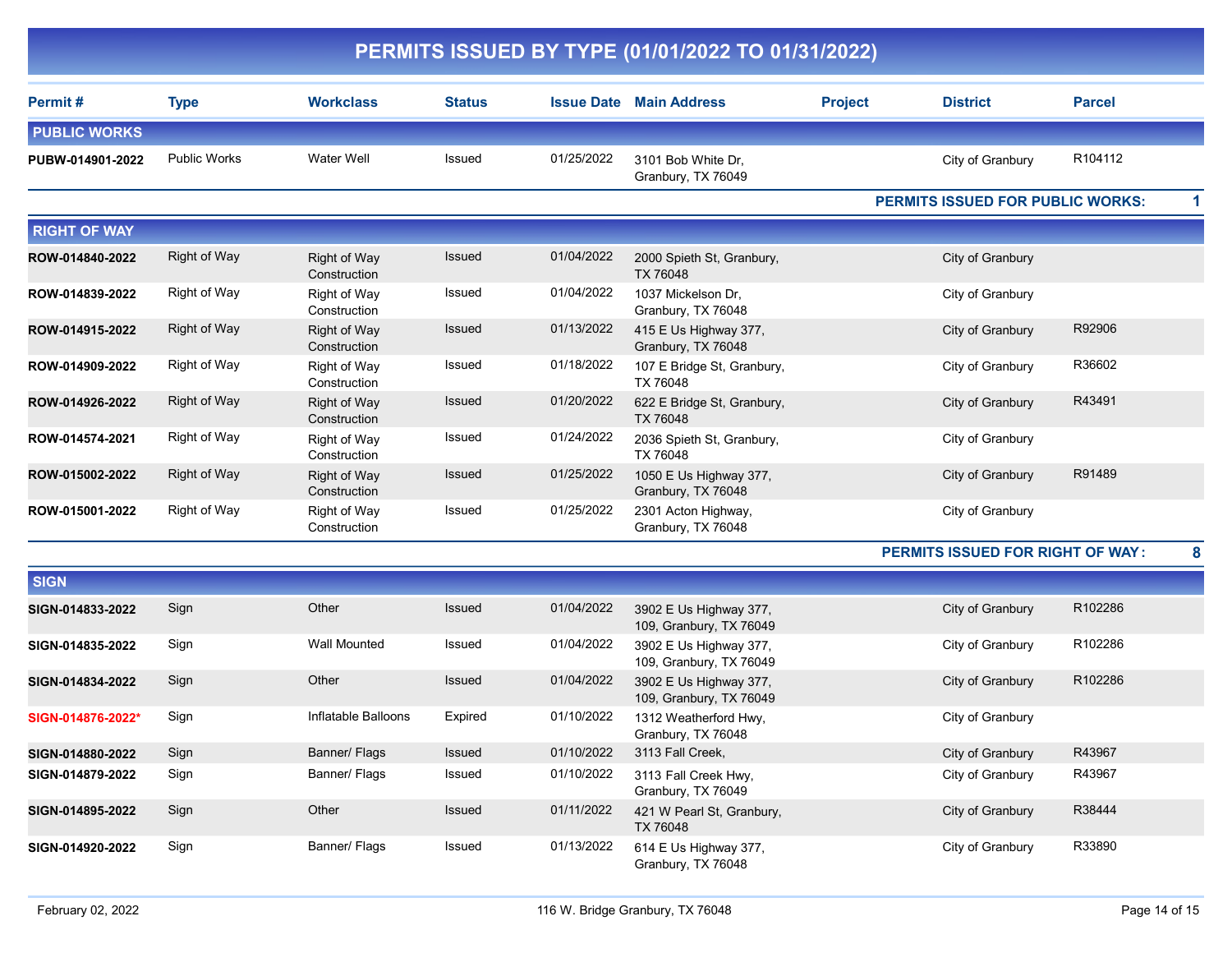# PERMITS ISSUED BY TYPE (01/01/2022 TO 01/31/2022)

| Permit # | Type | Workclass | Status | Issue Date | Main Address | Project | District | Parcel |
|---|---|---|---|---|---|---|---|---|
| **PUBLIC WORKS** | | | | | | | | |
| **PUBW-014901-2022** | Public Works | Water Well | Issued | 01/25/2022 | 3101 Bob White Dr, Granbury, TX 76049 | | City of Granbury | R104112 |
| | | | | | | | **PERMITS ISSUED FOR PUBLIC WORKS:** | **1** |
| **RIGHT OF WAY** | | | | | | | | |
| **ROW-014840-2022** | Right of Way | Right of Way Construction | Issued | 01/04/2022 | 2000 Spieth St, Granbury, TX 76048 | | City of Granbury | |
| **ROW-014839-2022** | Right of Way | Right of Way Construction | Issued | 01/04/2022 | 1037 Mickelson Dr, Granbury, TX 76048 | | City of Granbury | |
| **ROW-014915-2022** | Right of Way | Right of Way Construction | Issued | 01/13/2022 | 415 E Us Highway 377, Granbury, TX 76048 | | City of Granbury | R92906 |
| **ROW-014909-2022** | Right of Way | Right of Way Construction | Issued | 01/18/2022 | 107 E Bridge St, Granbury, TX 76048 | | City of Granbury | R36602 |
| **ROW-014926-2022** | Right of Way | Right of Way Construction | Issued | 01/20/2022 | 622 E Bridge St, Granbury, TX 76048 | | City of Granbury | R43491 |
| **ROW-014574-2021** | Right of Way | Right of Way Construction | Issued | 01/24/2022 | 2036 Spieth St, Granbury, TX 76048 | | City of Granbury | |
| **ROW-015002-2022** | Right of Way | Right of Way Construction | Issued | 01/25/2022 | 1050 E Us Highway 377, Granbury, TX 76048 | | City of Granbury | R91489 |
| **ROW-015001-2022** | Right of Way | Right of Way Construction | Issued | 01/25/2022 | 2301 Acton Highway, Granbury, TX 76048 | | City of Granbury | |
| | | | | | | | **PERMITS ISSUED FOR RIGHT OF WAY :** | **8** |
| **SIGN** | | | | | | | | |
| **SIGN-014833-2022** | Sign | Other | Issued | 01/04/2022 | 3902 E Us Highway 377, 109, Granbury, TX 76049 | | City of Granbury | R102286 |
| **SIGN-014835-2022** | Sign | Wall Mounted | Issued | 01/04/2022 | 3902 E Us Highway 377, 109, Granbury, TX 76049 | | City of Granbury | R102286 |
| **SIGN-014834-2022** | Sign | Other | Issued | 01/04/2022 | 3902 E Us Highway 377, 109, Granbury, TX 76049 | | City of Granbury | R102286 |
| **SIGN-014876-2022*** | Sign | Inflatable Balloons | Expired | 01/10/2022 | 1312 Weatherford Hwy, Granbury, TX 76048 | | City of Granbury | |
| **SIGN-014880-2022** | Sign | Banner/ Flags | Issued | 01/10/2022 | 3113 Fall Creek, | | City of Granbury | R43967 |
| **SIGN-014879-2022** | Sign | Banner/ Flags | Issued | 01/10/2022 | 3113 Fall Creek Hwy, Granbury, TX 76049 | | City of Granbury | R43967 |
| **SIGN-014895-2022** | Sign | Other | Issued | 01/11/2022 | 421 W Pearl St, Granbury, TX 76048 | | City of Granbury | R38444 |
| **SIGN-014920-2022** | Sign | Banner/ Flags | Issued | 01/13/2022 | 614 E Us Highway 377, Granbury, TX 76048 | | City of Granbury | R33890 |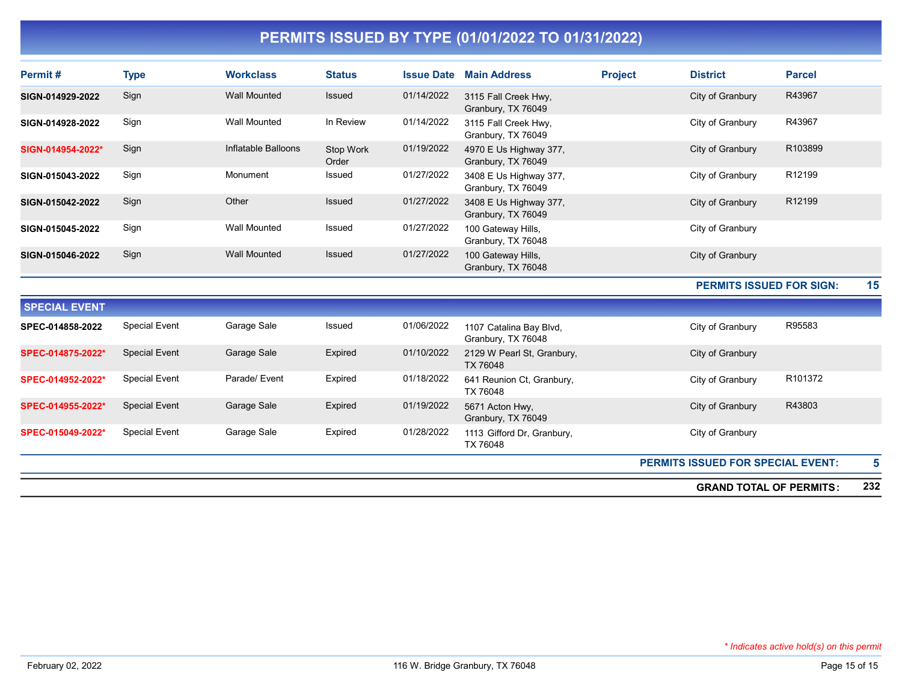# PERMITS ISSUED BY TYPE (01/01/2022 TO 01/31/2022)

| Permit # | Type | Workclass | Status | Issue Date | Main Address | Project | District | Parcel |
|---|---|---|---|---|---|---|---|---|
| SIGN-014929-2022 | Sign | Wall Mounted | Issued | 01/14/2022 | 3115 Fall Creek Hwy, Granbury, TX 76049 | | City of Granbury | R43967 |
| SIGN-014928-2022 | Sign | Wall Mounted | In Review | 01/14/2022 | 3115 Fall Creek Hwy, Granbury, TX 76049 | | City of Granbury | R43967 |
| SIGN-014954-2022* | Sign | Inflatable Balloons | Stop Work Order | 01/19/2022 | 4970 E Us Highway 377, Granbury, TX 76049 | | City of Granbury | R103899 |
| SIGN-015043-2022 | Sign | Monument | Issued | 01/27/2022 | 3408 E Us Highway 377, Granbury, TX 76049 | | City of Granbury | R12199 |
| SIGN-015042-2022 | Sign | Other | Issued | 01/27/2022 | 3408 E Us Highway 377, Granbury, TX 76049 | | City of Granbury | R12199 |
| SIGN-015045-2022 | Sign | Wall Mounted | Issued | 01/27/2022 | 100 Gateway Hills, Granbury, TX 76048 | | City of Granbury | |
| SIGN-015046-2022 | Sign | Wall Mounted | Issued | 01/27/2022 | 100 Gateway Hills, Granbury, TX 76048 | | City of Granbury | |

**PERMITS ISSUED FOR SIGN: 15**

## SPECIAL EVENT

| Permit # | Type | Workclass | Status | Issue Date | Main Address | Project | District | Parcel |
|---|---|---|---|---|---|---|---|---|
| SPEC-014858-2022 | Special Event | Garage Sale | Issued | 01/06/2022 | 1107 Catalina Bay Blvd, Granbury, TX 76048 | | City of Granbury | R95583 |
| SPEC-014875-2022* | Special Event | Garage Sale | Expired | 01/10/2022 | 2129 W Pearl St, Granbury, TX 76048 | | City of Granbury | |
| SPEC-014952-2022* | Special Event | Parade/ Event | Expired | 01/18/2022 | 641 Reunion Ct, Granbury, TX 76048 | | City of Granbury | R101372 |
| SPEC-014955-2022* | Special Event | Garage Sale | Expired | 01/19/2022 | 5671 Acton Hwy, Granbury, TX 76049 | | City of Granbury | R43803 |
| SPEC-015049-2022* | Special Event | Garage Sale | Expired | 01/28/2022 | 1113 Gifford Dr, Granbury, TX 76048 | | City of Granbury | |

**PERMITS ISSUED FOR SPECIAL EVENT: 5**

**GRAND TOTAL OF PERMITS: 232**

*\* Indicates active hold(s) on this permit*